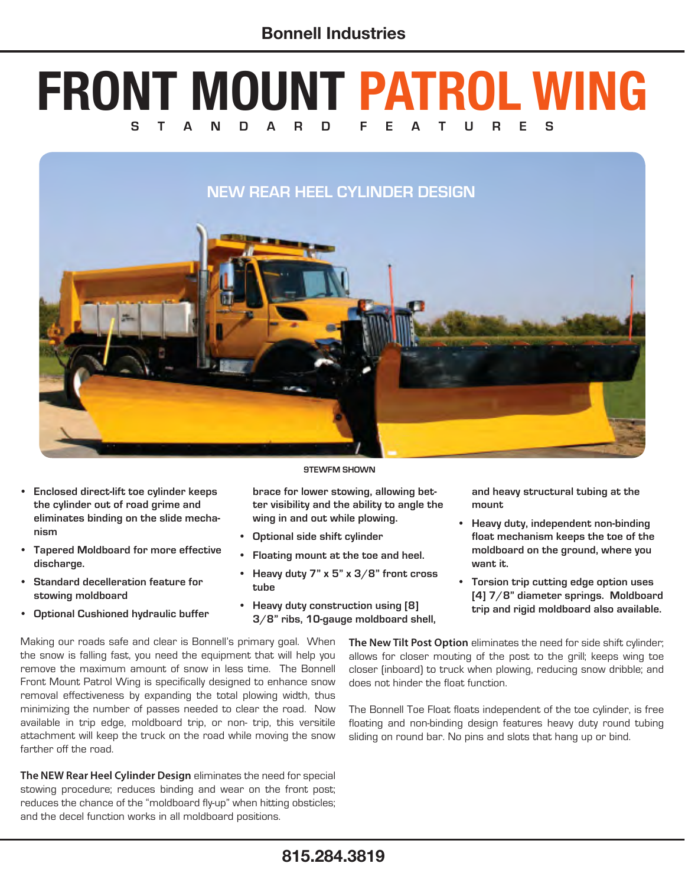Bonnell Industries

# FRONT MOUNT PATROL WING

## STANDARD FEATURES

NEW REAR HEEL CYLINDER DESIGN

9TEWFM SHOWN

- **Enclosed direct-lift toe cylinder keeps the cylinder out of road grime and eliminates binding on the slide mechanism**
- **Tapered Moldboard for more effective discharge.**
- **Standard decelleration feature for stowing moldboard**
- **Optional Cushioned hydraulic buffer brace for lower stowing, allowing better visibility and the ability to angle the wing in and out while plowing.**
- **Optional side shift cylinder**
- **Floating mount at the toe and heel.**
- **Heavy duty 7" x 5" x 3/8" front cross tube**
- **Heavy duty construction using [8] 3/8" ribs, 10-gauge moldboard shell, and heavy structural tubing at the mount**
- **Heavy duty, independent non-binding float mechanism keeps the toe of the moldboard on the ground, where you want it.**
- **Torsion trip cutting edge option uses [4] 7/8" diameter springs. Moldboard trip and rigid moldboard also available.**

Making our roads safe and clear is Bonnell's primary goal. When the snow is falling fast, you need the equipment that will help you remove the maximum amount of snow in less time. The Bonnell Front Mount Patrol Wing is specifically designed to enhance snow removal effectiveness by expanding the total plowing width, thus minimizing the number of passes needed to clear the road. Now available in trip edge, moldboard trip, or non- trip, this versitile attachment will keep the truck on the road while moving the snow farther off the road.

**The NEW Rear Heel Cylinder Design** eliminates the need for special stowing procedure; reduces binding and wear on the front post; reduces the chance of the "moldboard fly-up" when hitting obsticles; and the decel function works in all moldboard positions.

**The New Tilt Post Option** eliminates the need for side shift cylinder; allows for closer mouting of the post to the grill; keeps wing toe closer (inboard) to truck when plowing, reducing snow dribble; and does not hinder the float function.

The Bonnell Toe Float floats independent of the toe cylinder, is free floating and non-binding design features heavy duty round tubing sliding on round bar. No pins and slots that hang up or bind.

815.284.3819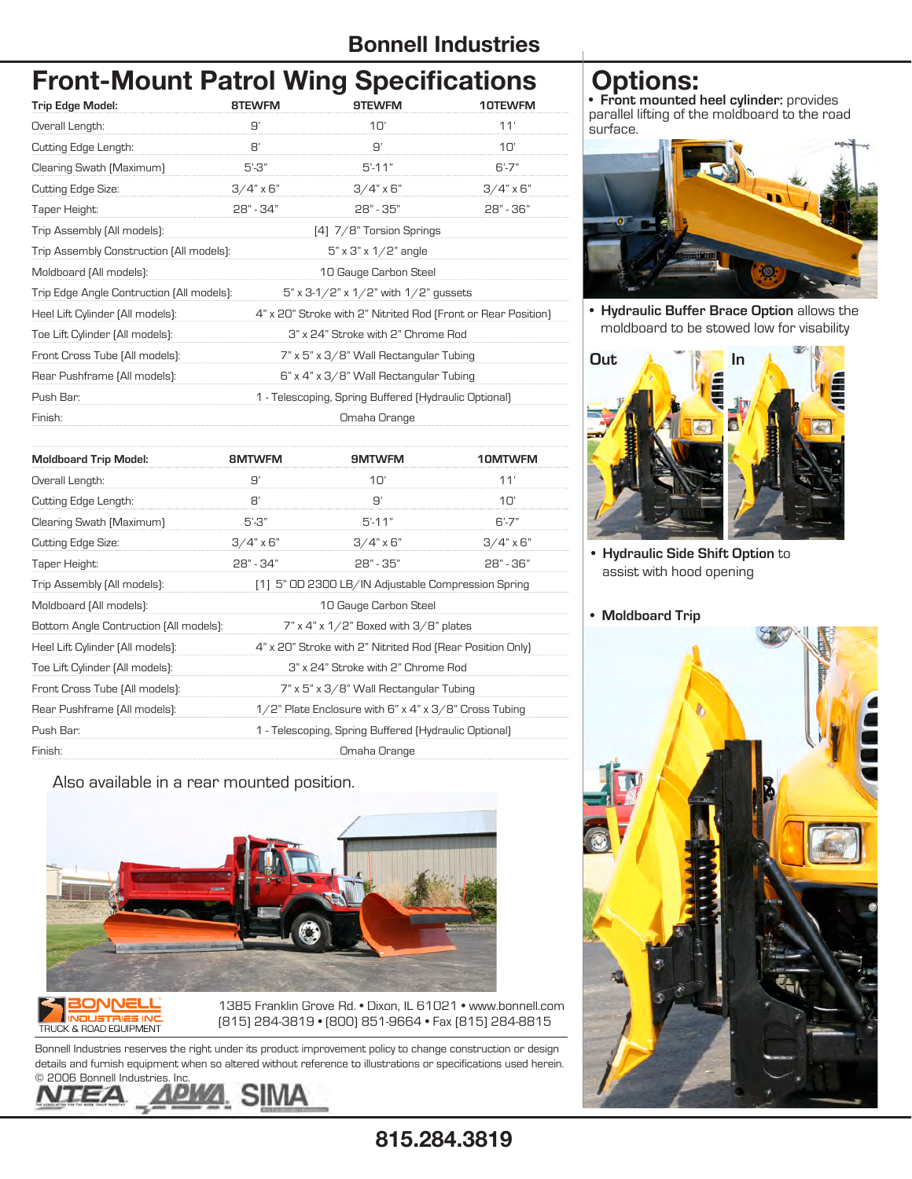# Front-Mount Patrol Wing Specifications

| Trip Edge Model: | 8TEWFM | 9TEWFM | 10TEWFM |
|---|---|---|---|
| Overall Length: | 9' | 10' | 11' |
| Cutting Edge Length: | 8' | 9' | 10' |
| Clearing Swath (Maximum) | 5'-3" | 5'-11" | 6'-7" |
| Cutting Edge Size: | 3/4" x 6" | 3/4" x 6" | 3/4" x 6" |
| Taper Height: | 28" - 34" | 28" - 35" | 28" - 36" |
| Trip Assembly (All models): | | (4) 7/8" Torsion Springs | |
| Trip Assembly Construction (All models): | | 5" x 3" x 1/2" angle | |
| Moldboard (All models): | | 10 Gauge Carbon Steel | |
| Trip Edge Angle Contruction (All models): | | 5" x 3-1/2" x 1/2" with 1/2" gussets | |
| Heel Lift Cylinder (All models): | | 4" x 20" Stroke with 2" Nitrited Rod (Front or Rear Position) | |
| Toe Lift Cylinder (All models): | | 3" x 24" Stroke with 2" Chrome Rod | |
| Front Cross Tube (All models): | | 7" x 5" x 3/8" Wall Rectangular Tubing | |
| Rear Pushframe (All models): | | 6" x 4" x 3/8" Wall Rectangular Tubing | |
| Push Bar: | | 1 - Telescoping, Spring Buffered (Hydraulic Optional) | |
| Finish: | | Omaha Orange | |

| Moldboard Trip Model: | 8MTWFM | 9MTWFM | 10MTWFM |
|---|---|---|---|
| Overall Length: | 9' | 10' | 11' |
| Cutting Edge Length: | 8' | 9' | 10' |
| Clearing Swath (Maximum) | 5'-3" | 5'-11" | 6'-7" |
| Cutting Edge Size: | 3/4" x 6" | 3/4" x 6" | 3/4" x 6" |
| Taper Height: | 28" - 34" | 28" - 35" | 28" - 36" |
| Trip Assembly (All models): | | (1) 5" OD 2300 LB/IN Adjustable Compression Spring | |
| Moldboard (All models): | | 10 Gauge Carbon Steel | |
| Bottom Angle Contruction (All models): | | 7" x 4" x 1/2" Boxed with 3/8" plates | |
| Heel Lift Cylinder (All models): | | 4" x 20" Stroke with 2" Nitrited Rod (Rear Position Only) | |
| Toe Lift Cylinder (All models): | | 3" x 24" Stroke with 2" Chrome Rod | |
| Front Cross Tube (All models): | | 7" x 5" x 3/8" Wall Rectangular Tubing | |
| Rear Pushframe (All models): | | 1/2" Plate Enclosure with 6" x 4" x 3/8" Cross Tubing | |
| Push Bar: | | 1 - Telescoping, Spring Buffered (Hydraulic Optional) | |
| Finish: | | Omaha Orange | |

Also available in a rear mounted position.

# Options:

- **Front mounted heel cylinder:** provides parallel lifting of the moldboard to the road surface.
- **Hydraulic Buffer Brace Option** allows the moldboard to be stowed low for visability

Out In

- **Hydraulic Side Shift Option** to assist with hood opening
- **Moldboard Trip**

BONNELL INDUSTRIES INC. TRUCK & ROAD EQUIPMENT

1385 Franklin Grove Rd. • Dixon, IL 61021 • www.bonnell.com
(815) 284-3819 • (800) 851-9664 • Fax (815) 284-8815

Bonnell Industries reserves the right under its product improvement policy to change construction or design details and furnish equipment when so altered without reference to illustrations or specifications used herein.
© 2006 Bonnell Industries, Inc.

NTEA APWA SIMA

815.284.3819